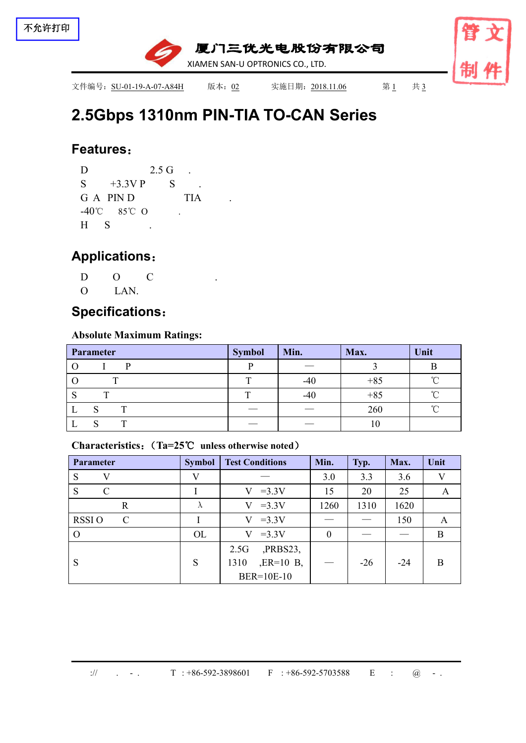不允许打印

厦门三优光电股份有限公司
XIAMEN SAN-U OPTRONICS CO., LTD.

管文制件

文件编号：SU-01-19-A-07-A84H　　版本：02　　实施日期：2018.11.06　　第 1　共 3

# 2.5Gbps 1310nm PIN-TIA TO-CAN Series

## Features：

D 2.5 G .
S +3.3V P S .
G A PIN D TIA .
-40℃ 85℃ O .
H S .

## Applications：

D O C .
O LAN.

## Specifications：

**Absolute Maximum Ratings:**

| Parameter | Symbol | Min. | Max. | Unit |
|---|---|---|---|---|
| O I P | P | — | 3 | B |
| O T | T | -40 | +85 | ℃ |
| S T | T | -40 | +85 | ℃ |
| L S T | — | — | 260 | ℃ |
| L S T | — | — | 10 | |

**Characteristics:（Ta=25℃ unless otherwise noted）**

| Parameter | Symbol | Test Conditions | Min. | Typ. | Max. | Unit |
|---|---|---|---|---|---|---|
| S V | V | — | 3.0 | 3.3 | 3.6 | V |
| S C | I | V =3.3V | 15 | 20 | 25 | A |
| R | λ | V =3.3V | 1260 | 1310 | 1620 | |
| RSSI O C | I | V =3.3V | — | — | 150 | A |
| O | OL | V =3.3V | 0 | — | — | B |
| S | S | 2.5G ,PRBS23, 1310 ,ER=10 B, BER=10E-10 | — | -26 | -24 | B |

:// . - . T : +86-592-3898601 F : +86-592-5703588 E : @ - .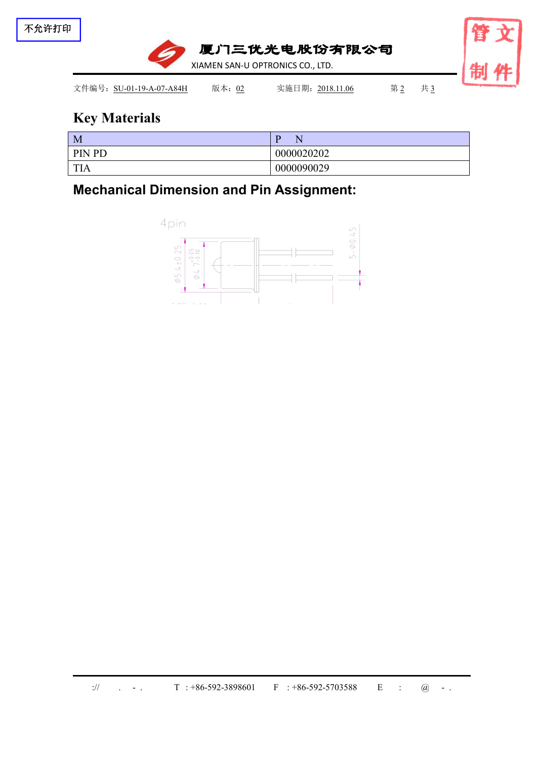## Key Materials

| M | P N |
|---|---|
| PIN PD | 0000020202 |
| TIA | 0000090029 |

## Mechanical Dimension and Pin Assignment: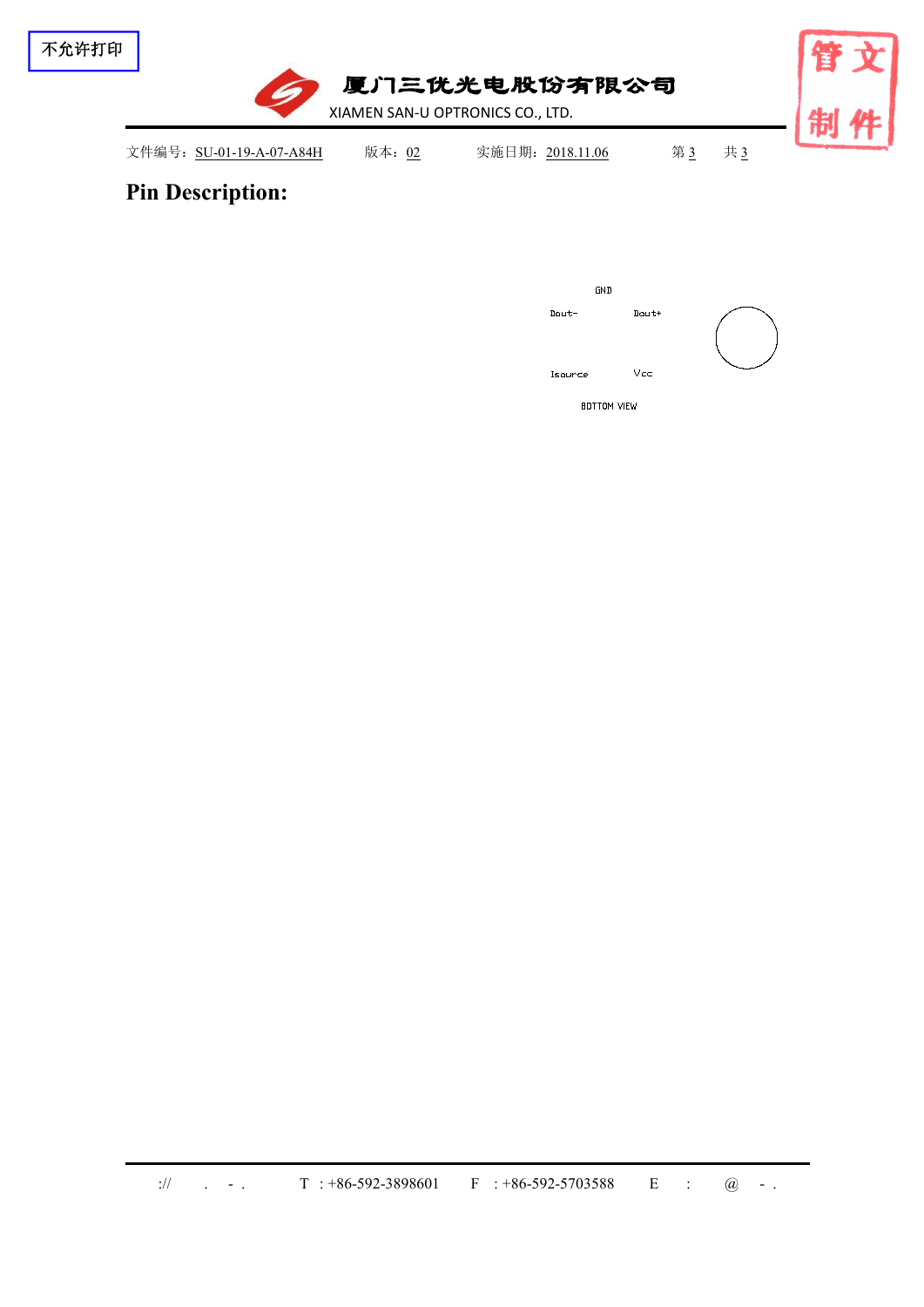## Pin Description:

GND

Dout-

Dout+

Isource

Vcc

BOTTOM VIEW